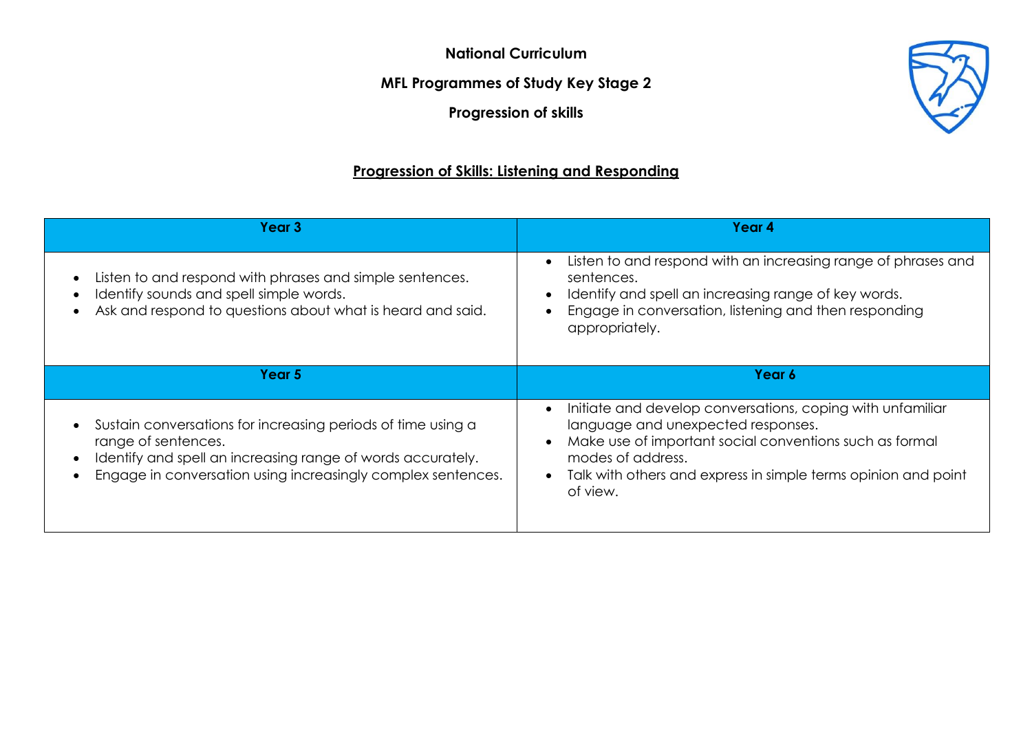**National Curriculum**

**MFL Programmes of Study Key Stage 2**

**Progression of skills**

## Progression of Skills: Listening and Responding

| Year 3 | Year 4 |
|---|---|
| • Listen to and respond with phrases and simple sentences.<br>• Identify sounds and spell simple words.<br>• Ask and respond to questions about what is heard and said. | • Listen to and respond with an increasing range of phrases and sentences.<br>• Identify and spell an increasing range of key words.<br>• Engage in conversation, listening and then responding appropriately. |
| **Year 5** | **Year 6** |
| • Sustain conversations for increasing periods of time using a range of sentences.<br>• Identify and spell an increasing range of words accurately.<br>• Engage in conversation using increasingly complex sentences. | • Initiate and develop conversations, coping with unfamiliar language and unexpected responses.<br>• Make use of important social conventions such as formal modes of address.<br>• Talk with others and express in simple terms opinion and point of view. |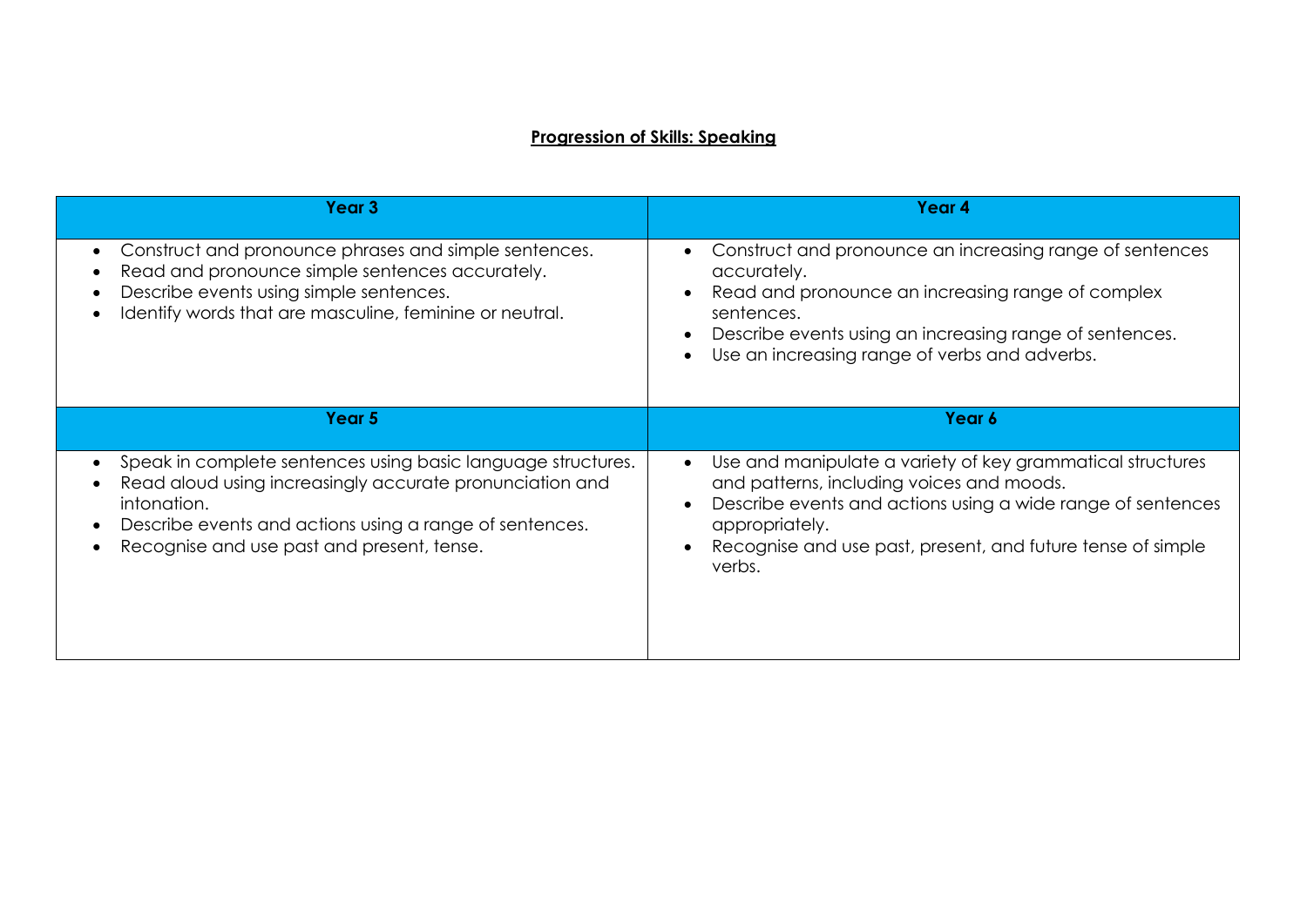**<u>Progression of Skills: Speaking</u>**

| Year 3 | Year 4 |
|---|---|
| • Construct and pronounce phrases and simple sentences.<br>• Read and pronounce simple sentences accurately.<br>• Describe events using simple sentences.<br>• Identify words that are masculine, feminine or neutral. | • Construct and pronounce an increasing range of sentences accurately.<br>• Read and pronounce an increasing range of complex sentences.<br>• Describe events using an increasing range of sentences.<br>• Use an increasing range of verbs and adverbs. |
| **Year 5** | **Year 6** |
| • Speak in complete sentences using basic language structures.<br>• Read aloud using increasingly accurate pronunciation and intonation.<br>• Describe events and actions using a range of sentences.<br>• Recognise and use past and present, tense. | • Use and manipulate a variety of key grammatical structures and patterns, including voices and moods.<br>• Describe events and actions using a wide range of sentences appropriately.<br>• Recognise and use past, present, and future tense of simple verbs. |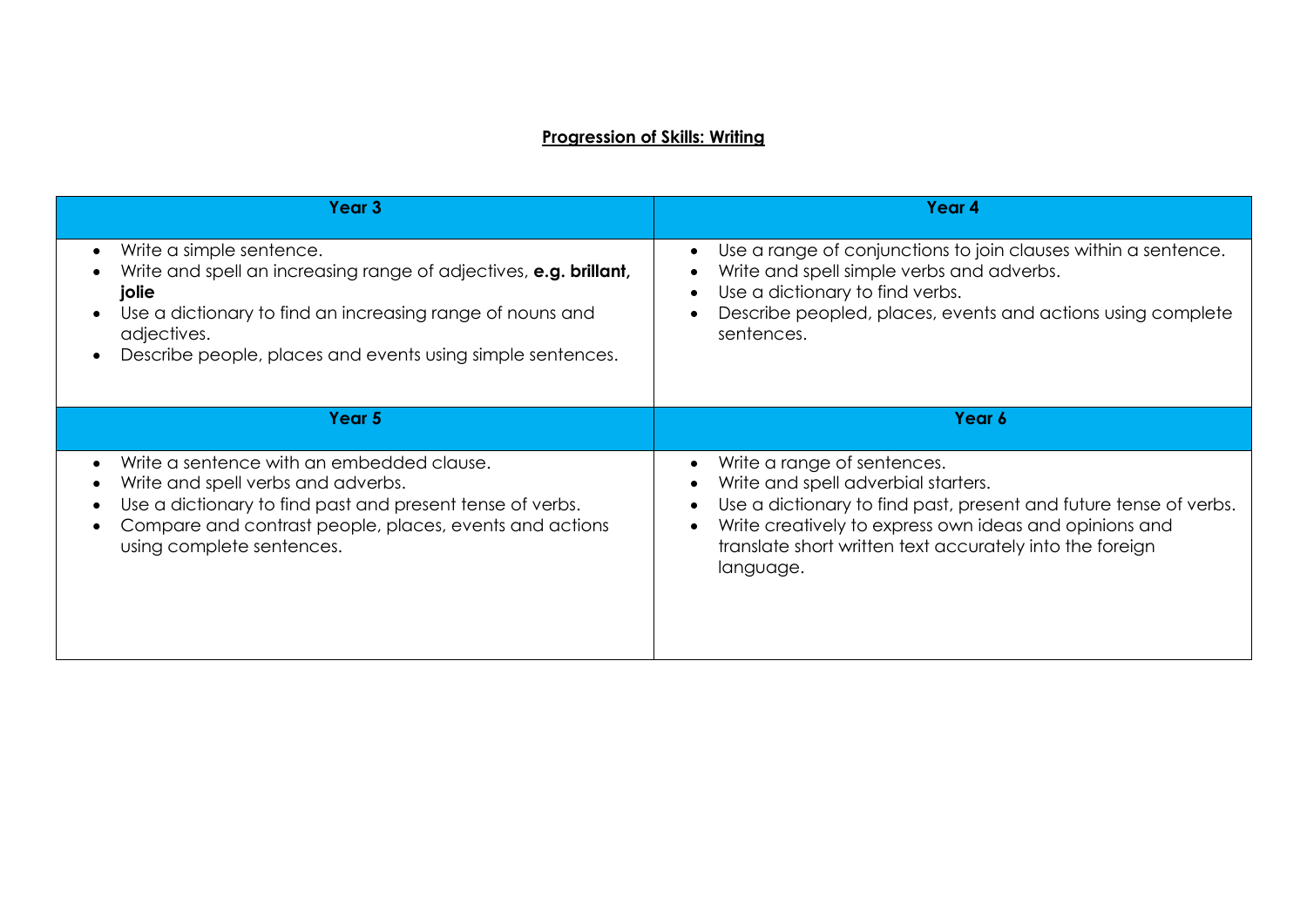**Progression of Skills: Writing**

| Year 3 | Year 4 |
|---|---|
| • Write a simple sentence.<br>• Write and spell an increasing range of adjectives, **e.g. brillant, jolie**<br>• Use a dictionary to find an increasing range of nouns and adjectives.<br>• Describe people, places and events using simple sentences. | • Use a range of conjunctions to join clauses within a sentence.<br>• Write and spell simple verbs and adverbs.<br>• Use a dictionary to find verbs.<br>• Describe peopled, places, events and actions using complete sentences. |
| **Year 5** | **Year 6** |
| • Write a sentence with an embedded clause.<br>• Write and spell verbs and adverbs.<br>• Use a dictionary to find past and present tense of verbs.<br>• Compare and contrast people, places, events and actions using complete sentences. | • Write a range of sentences.<br>• Write and spell adverbial starters.<br>• Use a dictionary to find past, present and future tense of verbs.<br>• Write creatively to express own ideas and opinions and translate short written text accurately into the foreign language. |